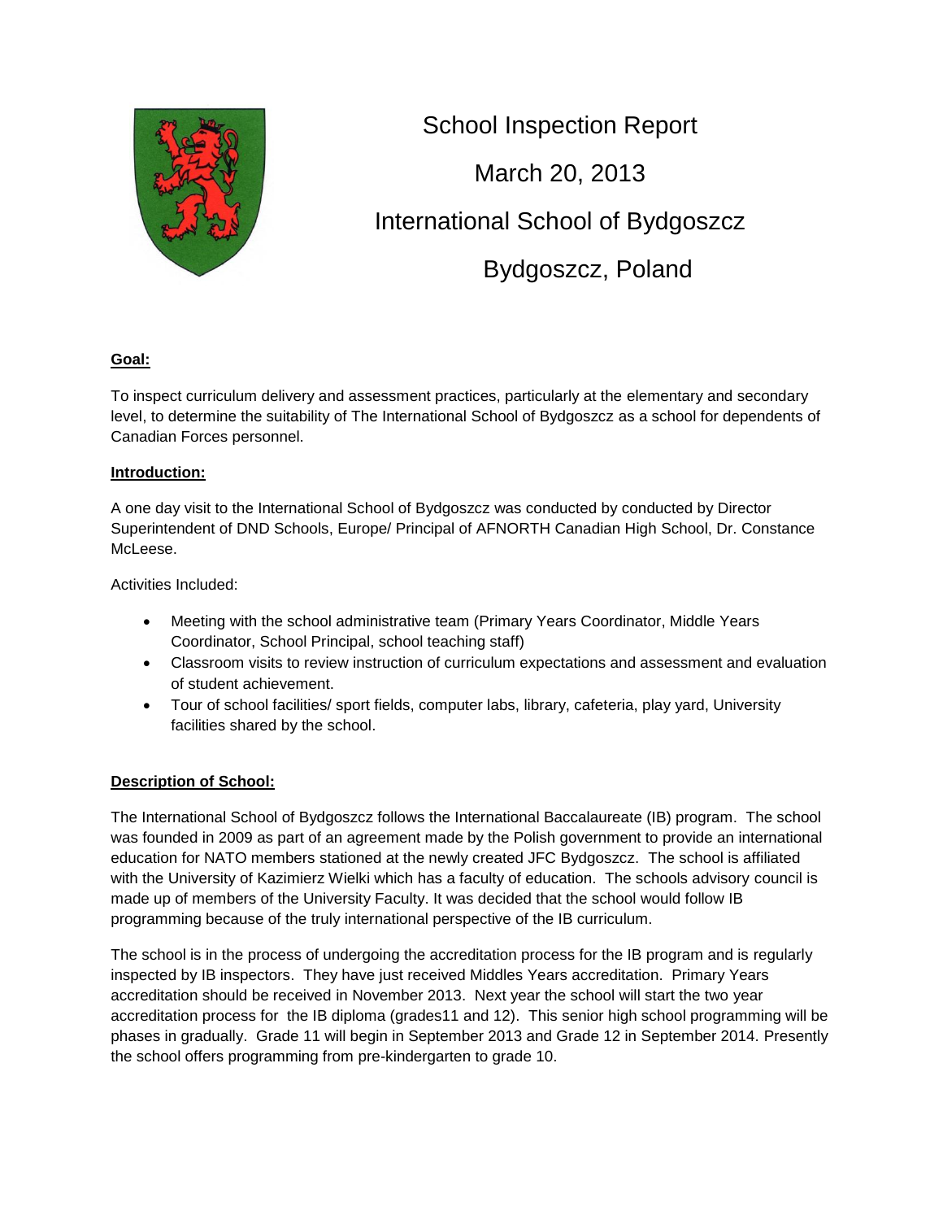# School Inspection Report

# March 20, 2013

# International School of Bydgoszcz

# Bydgoszcz, Poland

## Goal:

To inspect curriculum delivery and assessment practices, particularly at the elementary and secondary level, to determine the suitability of The International School of Bydgoszcz as a school for dependents of Canadian Forces personnel.

## Introduction:

A one day visit to the International School of Bydgoszcz was conducted by conducted by Director Superintendent of DND Schools, Europe/ Principal of AFNORTH Canadian High School, Dr. Constance McLeese.

Activities Included:

- Meeting with the school administrative team (Primary Years Coordinator, Middle Years Coordinator, School Principal, school teaching staff)
- Classroom visits to review instruction of curriculum expectations and assessment and evaluation of student achievement.
- Tour of school facilities/ sport fields, computer labs, library, cafeteria, play yard, University facilities shared by the school.

## Description of School:

The International School of Bydgoszcz follows the International Baccalaureate (IB) program. The school was founded in 2009 as part of an agreement made by the Polish government to provide an international education for NATO members stationed at the newly created JFC Bydgoszcz. The school is affiliated with the University of Kazimierz Wielki which has a faculty of education. The schools advisory council is made up of members of the University Faculty. It was decided that the school would follow IB programming because of the truly international perspective of the IB curriculum.

The school is in the process of undergoing the accreditation process for the IB program and is regularly inspected by IB inspectors. They have just received Middles Years accreditation. Primary Years accreditation should be received in November 2013. Next year the school will start the two year accreditation process for the IB diploma (grades11 and 12). This senior high school programming will be phases in gradually. Grade 11 will begin in September 2013 and Grade 12 in September 2014. Presently the school offers programming from pre-kindergarten to grade 10.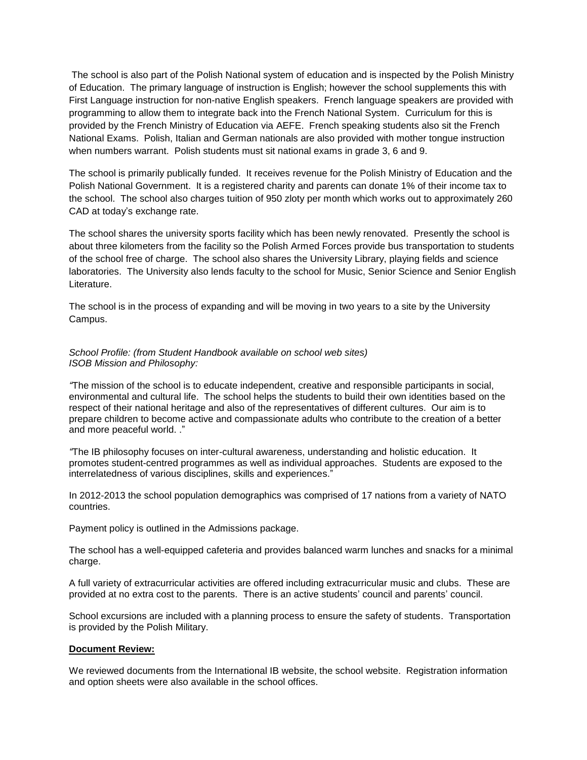The school is also part of the Polish National system of education and is inspected by the Polish Ministry of Education. The primary language of instruction is English; however the school supplements this with First Language instruction for non-native English speakers. French language speakers are provided with programming to allow them to integrate back into the French National System. Curriculum for this is provided by the French Ministry of Education via AEFE. French speaking students also sit the French National Exams. Polish, Italian and German nationals are also provided with mother tongue instruction when numbers warrant. Polish students must sit national exams in grade 3, 6 and 9.

The school is primarily publically funded. It receives revenue for the Polish Ministry of Education and the Polish National Government. It is a registered charity and parents can donate 1% of their income tax to the school. The school also charges tuition of 950 zloty per month which works out to approximately 260 CAD at today's exchange rate.

The school shares the university sports facility which has been newly renovated. Presently the school is about three kilometers from the facility so the Polish Armed Forces provide bus transportation to students of the school free of charge. The school also shares the University Library, playing fields and science laboratories. The University also lends faculty to the school for Music, Senior Science and Senior English Literature.

The school is in the process of expanding and will be moving in two years to a site by the University Campus.

*School Profile: (from Student Handbook available on school web sites)*
*ISOB Mission and Philosophy:*

*"*The mission of the school is to educate independent, creative and responsible participants in social, environmental and cultural life. The school helps the students to build their own identities based on the respect of their national heritage and also of the representatives of different cultures. Our aim is to prepare children to become active and compassionate adults who contribute to the creation of a better and more peaceful world. ."

*"*The IB philosophy focuses on inter-cultural awareness, understanding and holistic education. It promotes student-centred programmes as well as individual approaches. Students are exposed to the interrelatedness of various disciplines, skills and experiences."

In 2012-2013 the school population demographics was comprised of 17 nations from a variety of NATO countries.

Payment policy is outlined in the Admissions package.

The school has a well-equipped cafeteria and provides balanced warm lunches and snacks for a minimal charge.

A full variety of extracurricular activities are offered including extracurricular music and clubs. These are provided at no extra cost to the parents. There is an active students' council and parents' council.

School excursions are included with a planning process to ensure the safety of students. Transportation is provided by the Polish Military.

**Document Review:**

We reviewed documents from the International IB website, the school website. Registration information and option sheets were also available in the school offices.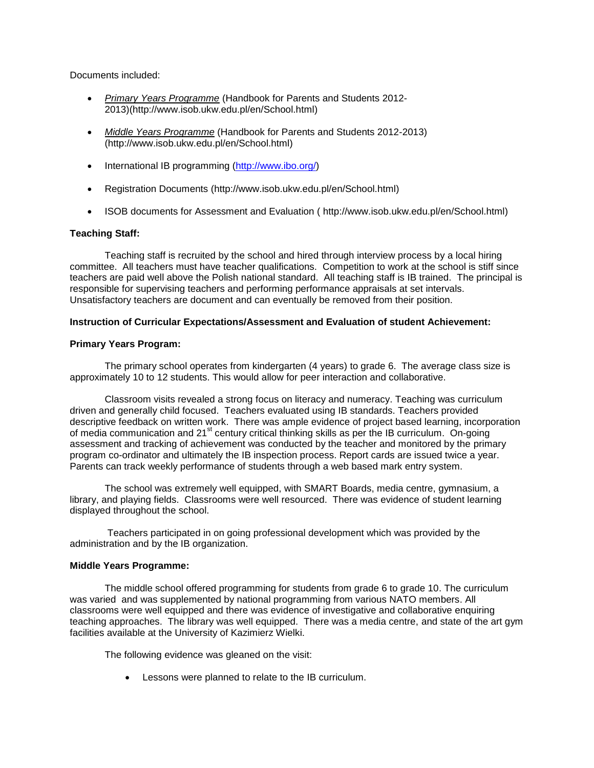Documents included:

- *Primary Years Programme* (Handbook for Parents and Students 2012-2013)(http://www.isob.ukw.edu.pl/en/School.html)
- *Middle Years Programme* (Handbook for Parents and Students 2012-2013) (http://www.isob.ukw.edu.pl/en/School.html)
- International IB programming (http://www.ibo.org/)
- Registration Documents (http://www.isob.ukw.edu.pl/en/School.html)
- ISOB documents for Assessment and Evaluation ( http://www.isob.ukw.edu.pl/en/School.html)

**Teaching Staff:**

Teaching staff is recruited by the school and hired through interview process by a local hiring committee. All teachers must have teacher qualifications. Competition to work at the school is stiff since teachers are paid well above the Polish national standard. All teaching staff is IB trained. The principal is responsible for supervising teachers and performing performance appraisals at set intervals. Unsatisfactory teachers are document and can eventually be removed from their position.

**Instruction of Curricular Expectations/Assessment and Evaluation of student Achievement:**

**Primary Years Program:**

The primary school operates from kindergarten (4 years) to grade 6. The average class size is approximately 10 to 12 students. This would allow for peer interaction and collaborative.

Classroom visits revealed a strong focus on literacy and numeracy. Teaching was curriculum driven and generally child focused. Teachers evaluated using IB standards. Teachers provided descriptive feedback on written work. There was ample evidence of project based learning, incorporation of media communication and 21st century critical thinking skills as per the IB curriculum. On-going assessment and tracking of achievement was conducted by the teacher and monitored by the primary program co-ordinator and ultimately the IB inspection process. Report cards are issued twice a year. Parents can track weekly performance of students through a web based mark entry system.

The school was extremely well equipped, with SMART Boards, media centre, gymnasium, a library, and playing fields. Classrooms were well resourced. There was evidence of student learning displayed throughout the school.

Teachers participated in on going professional development which was provided by the administration and by the IB organization.

**Middle Years Programme:**

The middle school offered programming for students from grade 6 to grade 10. The curriculum was varied and was supplemented by national programming from various NATO members. All classrooms were well equipped and there was evidence of investigative and collaborative enquiring teaching approaches. The library was well equipped. There was a media centre, and state of the art gym facilities available at the University of Kazimierz Wielki.

The following evidence was gleaned on the visit:

- Lessons were planned to relate to the IB curriculum.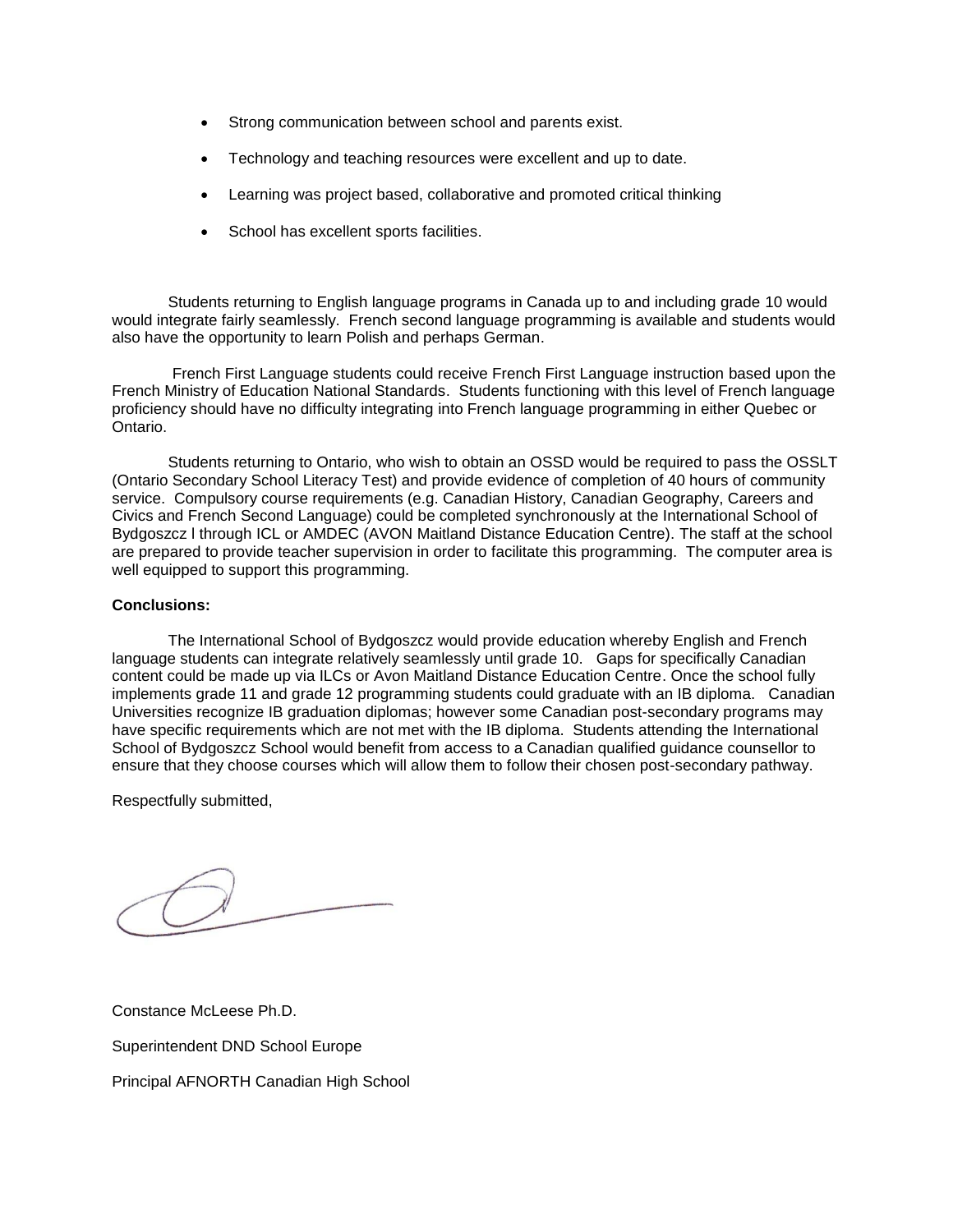- Strong communication between school and parents exist.
- Technology and teaching resources were excellent and up to date.
- Learning was project based, collaborative and promoted critical thinking
- School has excellent sports facilities.

Students returning to English language programs in Canada up to and including grade 10 would would integrate fairly seamlessly. French second language programming is available and students would also have the opportunity to learn Polish and perhaps German.

French First Language students could receive French First Language instruction based upon the French Ministry of Education National Standards. Students functioning with this level of French language proficiency should have no difficulty integrating into French language programming in either Quebec or Ontario.

Students returning to Ontario, who wish to obtain an OSSD would be required to pass the OSSLT (Ontario Secondary School Literacy Test) and provide evidence of completion of 40 hours of community service. Compulsory course requirements (e.g. Canadian History, Canadian Geography, Careers and Civics and French Second Language) could be completed synchronously at the International School of Bydgoszcz l through ICL or AMDEC (AVON Maitland Distance Education Centre). The staff at the school are prepared to provide teacher supervision in order to facilitate this programming. The computer area is well equipped to support this programming.

**Conclusions:**

The International School of Bydgoszcz would provide education whereby English and French language students can integrate relatively seamlessly until grade 10. Gaps for specifically Canadian content could be made up via ILCs or Avon Maitland Distance Education Centre. Once the school fully implements grade 11 and grade 12 programming students could graduate with an IB diploma. Canadian Universities recognize IB graduation diplomas; however some Canadian post-secondary programs may have specific requirements which are not met with the IB diploma. Students attending the International School of Bydgoszcz School would benefit from access to a Canadian qualified guidance counsellor to ensure that they choose courses which will allow them to follow their chosen post-secondary pathway.

Respectfully submitted,

Constance McLeese Ph.D.

Superintendent DND School Europe

Principal AFNORTH Canadian High School